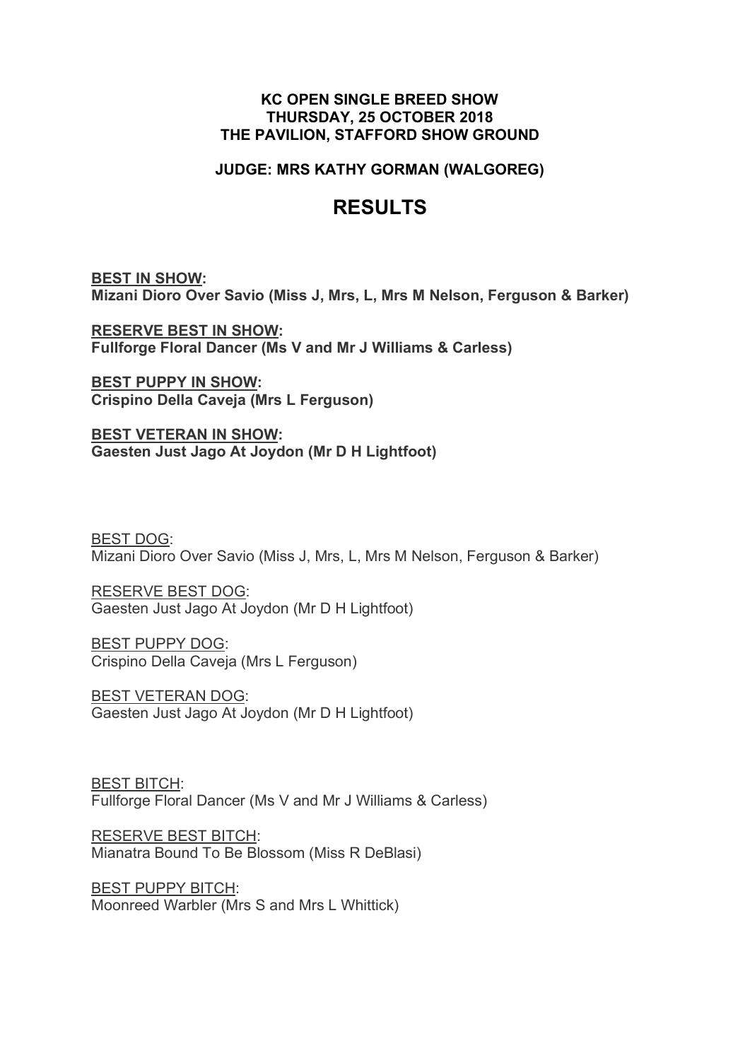**KC OPEN SINGLE BREED SHOW**
**THURSDAY, 25 OCTOBER 2018**
**THE PAVILION, STAFFORD SHOW GROUND**

**JUDGE: MRS KATHY GORMAN (WALGOREG)**

# RESULTS

**BEST IN SHOW:**
**Mizani Dioro Over Savio (Miss J, Mrs, L, Mrs M Nelson, Ferguson & Barker)**

**RESERVE BEST IN SHOW:**
**Fullforge Floral Dancer (Ms V and Mr J Williams & Carless)**

**BEST PUPPY IN SHOW:**
**Crispino Della Caveja (Mrs L Ferguson)**

**BEST VETERAN IN SHOW:**
**Gaesten Just Jago At Joydon (Mr D H Lightfoot)**

BEST DOG:
Mizani Dioro Over Savio (Miss J, Mrs, L, Mrs M Nelson, Ferguson & Barker)

RESERVE BEST DOG:
Gaesten Just Jago At Joydon (Mr D H Lightfoot)

BEST PUPPY DOG:
Crispino Della Caveja (Mrs L Ferguson)

BEST VETERAN DOG:
Gaesten Just Jago At Joydon (Mr D H Lightfoot)

BEST BITCH:
Fullforge Floral Dancer (Ms V and Mr J Williams & Carless)

RESERVE BEST BITCH:
Mianatra Bound To Be Blossom (Miss R DeBlasi)

BEST PUPPY BITCH:
Moonreed Warbler (Mrs S and Mrs L Whittick)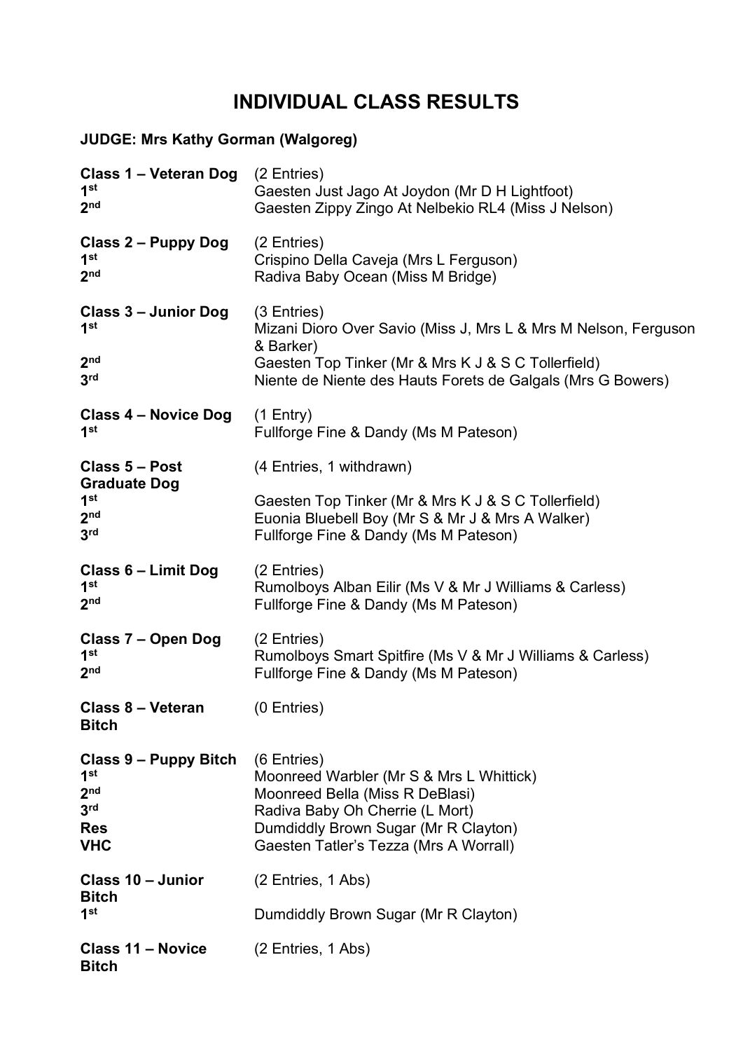# INDIVIDUAL CLASS RESULTS

**JUDGE: Mrs Kathy Gorman (Walgoreg)**

**Class 1 – Veteran Dog** (2 Entries)
**1st** Gaesten Just Jago At Joydon (Mr D H Lightfoot)
**2nd** Gaesten Zippy Zingo At Nelbekio RL4 (Miss J Nelson)

**Class 2 – Puppy Dog** (2 Entries)
**1st** Crispino Della Caveja (Mrs L Ferguson)
**2nd** Radiva Baby Ocean (Miss M Bridge)

**Class 3 – Junior Dog** (3 Entries)
**1st** Mizani Dioro Over Savio (Miss J, Mrs L & Mrs M Nelson, Ferguson & Barker)
**2nd** Gaesten Top Tinker (Mr & Mrs K J & S C Tollerfield)
**3rd** Niente de Niente des Hauts Forets de Galgals (Mrs G Bowers)

**Class 4 – Novice Dog** (1 Entry)
**1st** Fullforge Fine & Dandy (Ms M Pateson)

**Class 5 – Post Graduate Dog** (4 Entries, 1 withdrawn)
**1st** Gaesten Top Tinker (Mr & Mrs K J & S C Tollerfield)
**2nd** Euonia Bluebell Boy (Mr S & Mr J & Mrs A Walker)
**3rd** Fullforge Fine & Dandy (Ms M Pateson)

**Class 6 – Limit Dog** (2 Entries)
**1st** Rumolboys Alban Eilir (Ms V & Mr J Williams & Carless)
**2nd** Fullforge Fine & Dandy (Ms M Pateson)

**Class 7 – Open Dog** (2 Entries)
**1st** Rumolboys Smart Spitfire (Ms V & Mr J Williams & Carless)
**2nd** Fullforge Fine & Dandy (Ms M Pateson)

**Class 8 – Veteran Bitch** (0 Entries)

**Class 9 – Puppy Bitch** (6 Entries)
**1st** Moonreed Warbler (Mr S & Mrs L Whittick)
**2nd** Moonreed Bella (Miss R DeBlasi)
**3rd** Radiva Baby Oh Cherrie (L Mort)
**Res** Dumdiddly Brown Sugar (Mr R Clayton)
**VHC** Gaesten Tatler's Tezza (Mrs A Worrall)

**Class 10 – Junior Bitch** (2 Entries, 1 Abs)
**1st** Dumdiddly Brown Sugar (Mr R Clayton)

**Class 11 – Novice Bitch** (2 Entries, 1 Abs)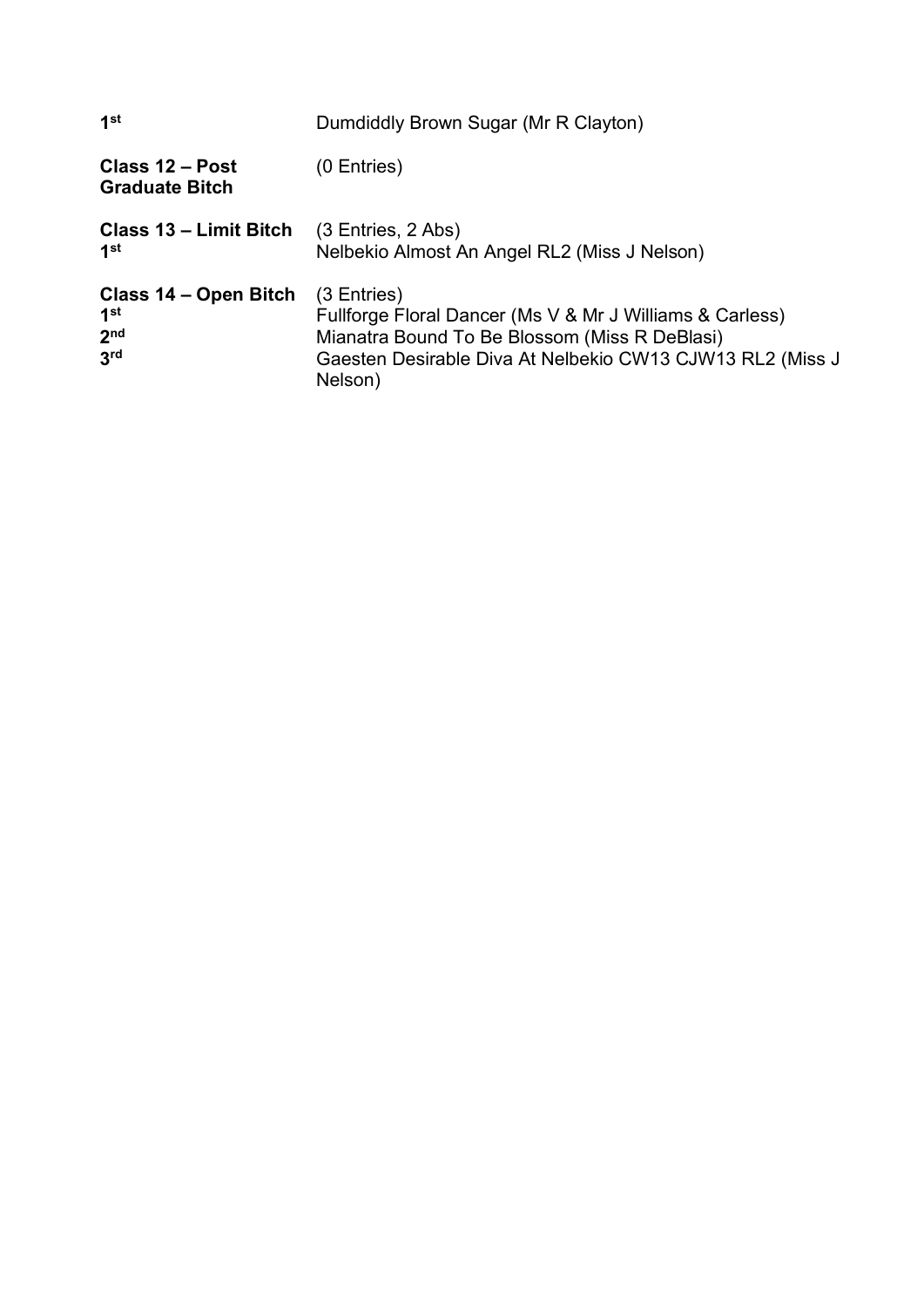**1st** Dumdiddly Brown Sugar (Mr R Clayton)

**Class 12 – Post Graduate Bitch** (0 Entries)

**Class 13 – Limit Bitch** (3 Entries, 2 Abs)
**1st** Nelbekio Almost An Angel RL2 (Miss J Nelson)

**Class 14 – Open Bitch** (3 Entries)
**1st** Fullforge Floral Dancer (Ms V & Mr J Williams & Carless)
**2nd** Mianatra Bound To Be Blossom (Miss R DeBlasi)
**3rd** Gaesten Desirable Diva At Nelbekio CW13 CJW13 RL2 (Miss J Nelson)